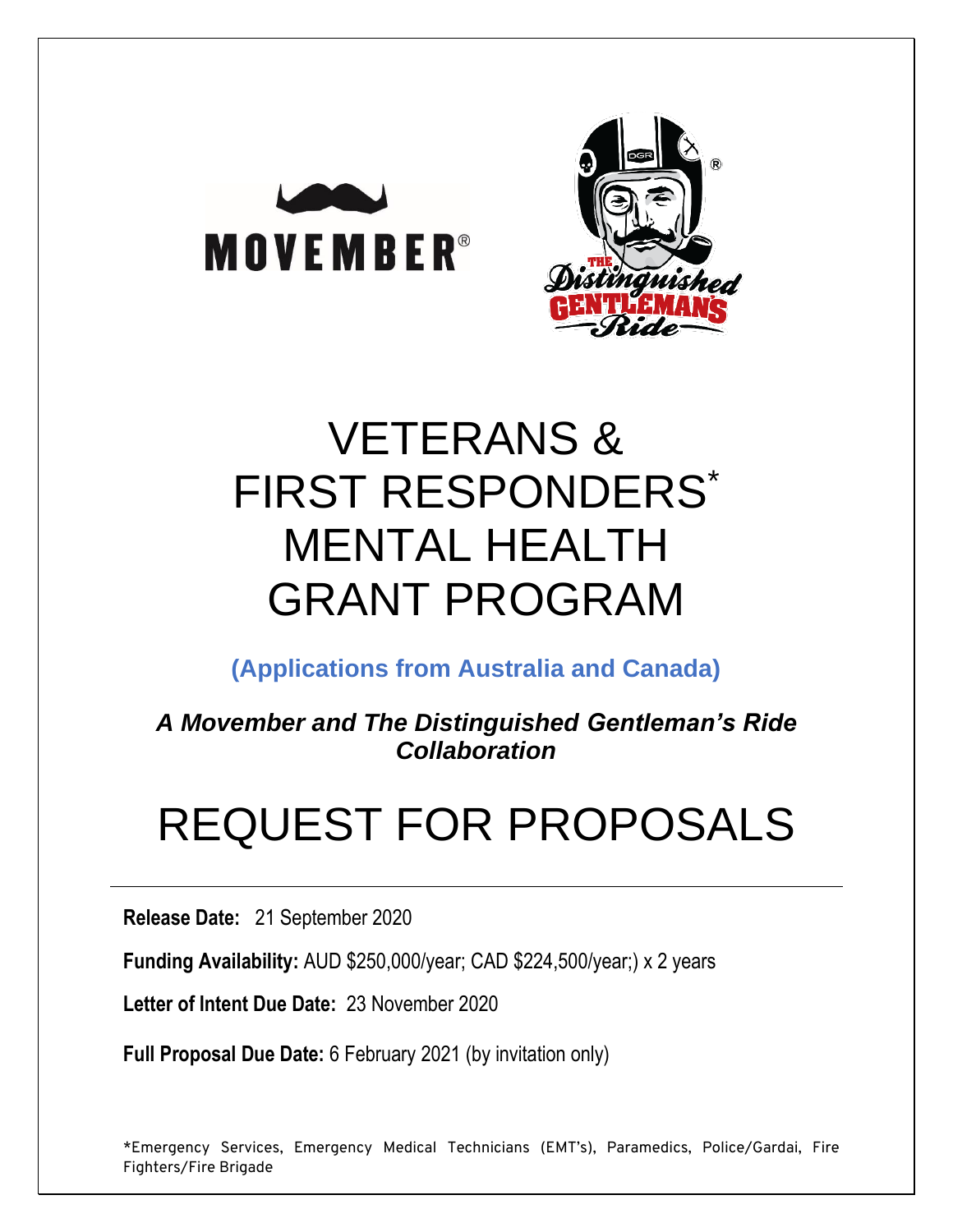# VETERANS & FIRST RESPONDERS* MENTAL HEALTH GRANT PROGRAM

**(Applications from Australia and Canada)**

***A Movember and The Distinguished Gentleman's Ride Collaboration***

# REQUEST FOR PROPOSALS

---

**Release Date:** 21 September 2020

**Funding Availability:** AUD $250,000/year; CAD $224,500/year;) x 2 years

**Letter of Intent Due Date:** 23 November 2020

**Full Proposal Due Date:** 6 February 2021 (by invitation only)

*Emergency Services, Emergency Medical Technicians (EMT's), Paramedics, Police/Gardai, Fire Fighters/Fire Brigade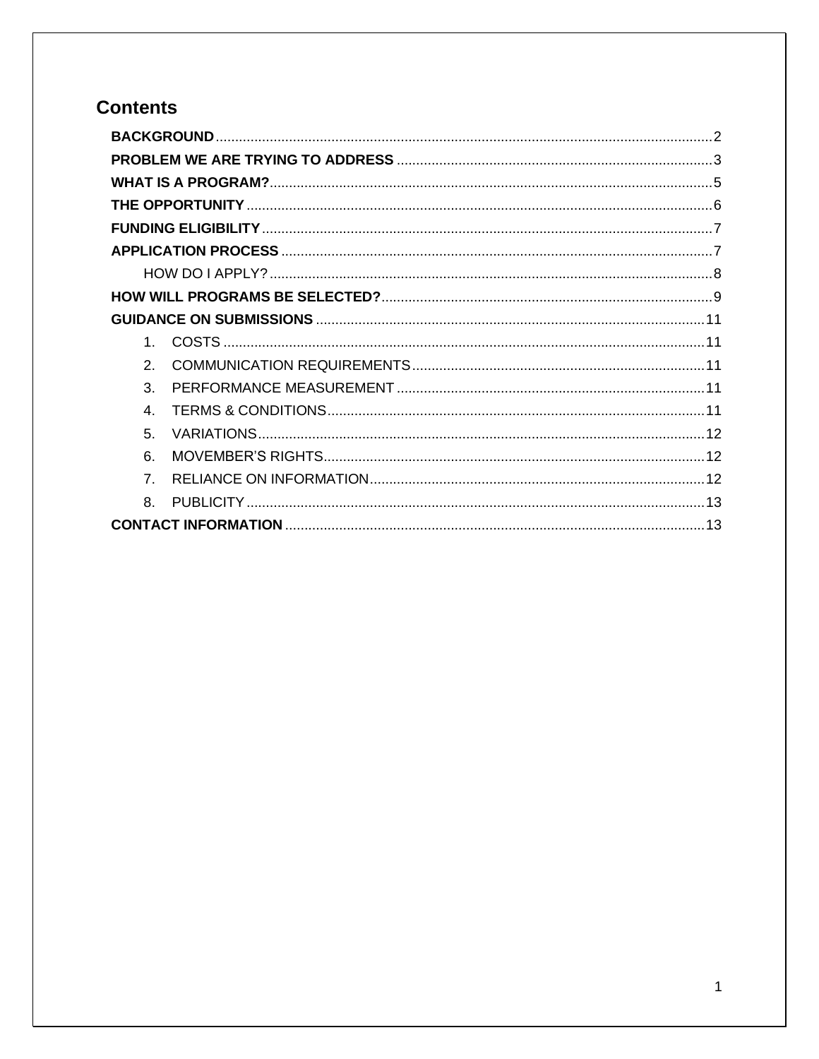## Contents

**BACKGROUND** ........ 2

**PROBLEM WE ARE TRYING TO ADDRESS** ........ 3

**WHAT IS A PROGRAM?** ........ 5

**THE OPPORTUNITY** ........ 6

**FUNDING ELIGIBILITY** ........ 7

**APPLICATION PROCESS** ........ 7

- HOW DO I APPLY? ........ 8

**HOW WILL PROGRAMS BE SELECTED?** ........ 9

**GUIDANCE ON SUBMISSIONS** ........ 11

1. COSTS ........ 11
2. COMMUNICATION REQUIREMENTS ........ 11
3. PERFORMANCE MEASUREMENT ........ 11
4. TERMS & CONDITIONS ........ 11
5. VARIATIONS ........ 12
6. MOVEMBER'S RIGHTS ........ 12
7. RELIANCE ON INFORMATION ........ 12
8. PUBLICITY ........ 13

**CONTACT INFORMATION** ........ 13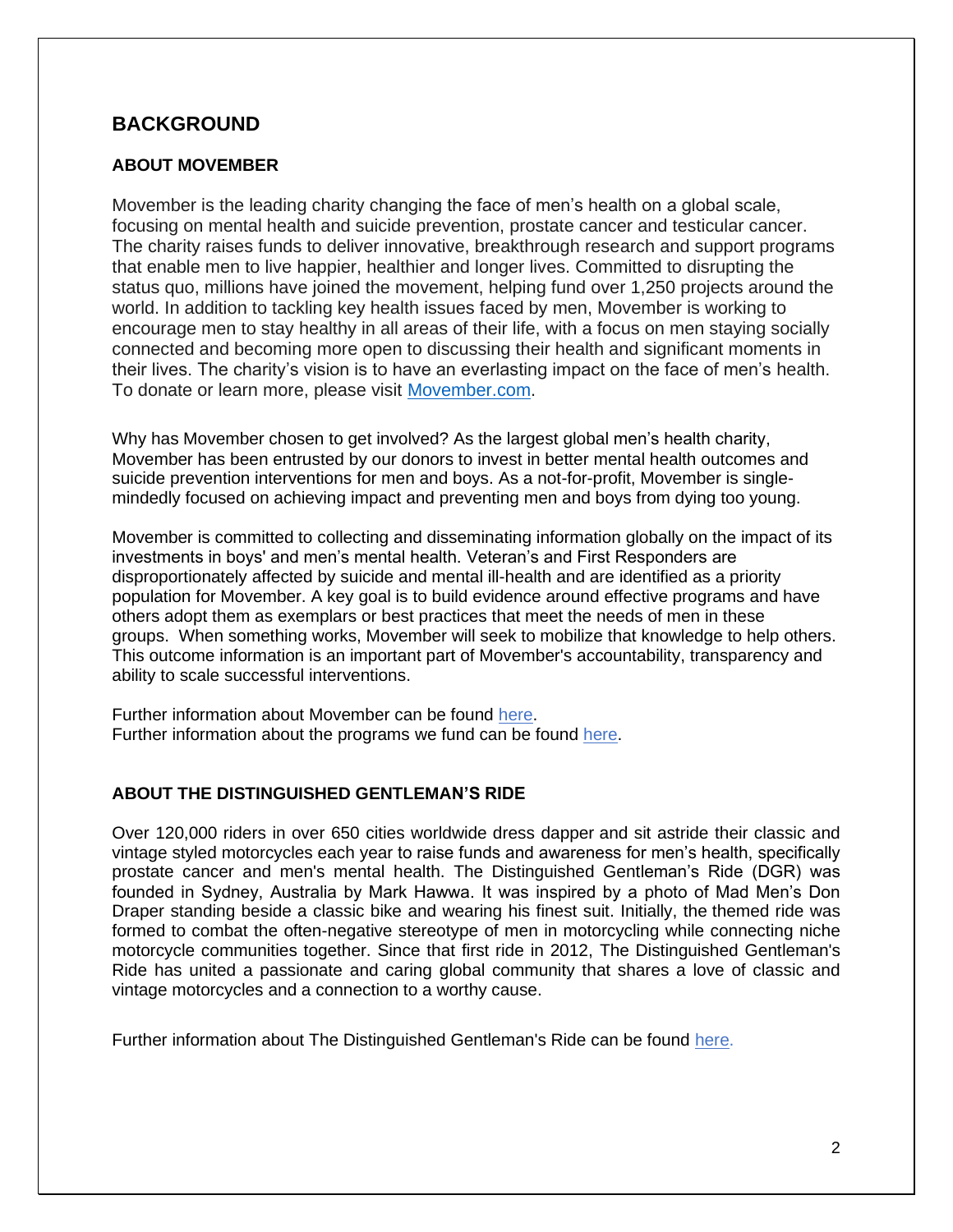# BACKGROUND

## ABOUT MOVEMBER

Movember is the leading charity changing the face of men's health on a global scale, focusing on mental health and suicide prevention, prostate cancer and testicular cancer. The charity raises funds to deliver innovative, breakthrough research and support programs that enable men to live happier, healthier and longer lives. Committed to disrupting the status quo, millions have joined the movement, helping fund over 1,250 projects around the world. In addition to tackling key health issues faced by men, Movember is working to encourage men to stay healthy in all areas of their life, with a focus on men staying socially connected and becoming more open to discussing their health and significant moments in their lives. The charity's vision is to have an everlasting impact on the face of men's health. To donate or learn more, please visit [Movember.com](Movember.com).

Why has Movember chosen to get involved? As the largest global men's health charity, Movember has been entrusted by our donors to invest in better mental health outcomes and suicide prevention interventions for men and boys. As a not-for-profit, Movember is single-mindedly focused on achieving impact and preventing men and boys from dying too young.

Movember is committed to collecting and disseminating information globally on the impact of its investments in boys' and men's mental health. Veteran's and First Responders are disproportionately affected by suicide and mental ill-health and are identified as a priority population for Movember. A key goal is to build evidence around effective programs and have others adopt them as exemplars or best practices that meet the needs of men in these groups. When something works, Movember will seek to mobilize that knowledge to help others. This outcome information is an important part of Movember's accountability, transparency and ability to scale successful interventions.

Further information about Movember can be found here.
Further information about the programs we fund can be found here.

## ABOUT THE DISTINGUISHED GENTLEMAN'S RIDE

Over 120,000 riders in over 650 cities worldwide dress dapper and sit astride their classic and vintage styled motorcycles each year to raise funds and awareness for men's health, specifically prostate cancer and men's mental health. The Distinguished Gentleman's Ride (DGR) was founded in Sydney, Australia by Mark Hawwa. It was inspired by a photo of Mad Men's Don Draper standing beside a classic bike and wearing his finest suit. Initially, the themed ride was formed to combat the often-negative stereotype of men in motorcycling while connecting niche motorcycle communities together. Since that first ride in 2012, The Distinguished Gentleman's Ride has united a passionate and caring global community that shares a love of classic and vintage motorcycles and a connection to a worthy cause.

Further information about The Distinguished Gentleman's Ride can be found here.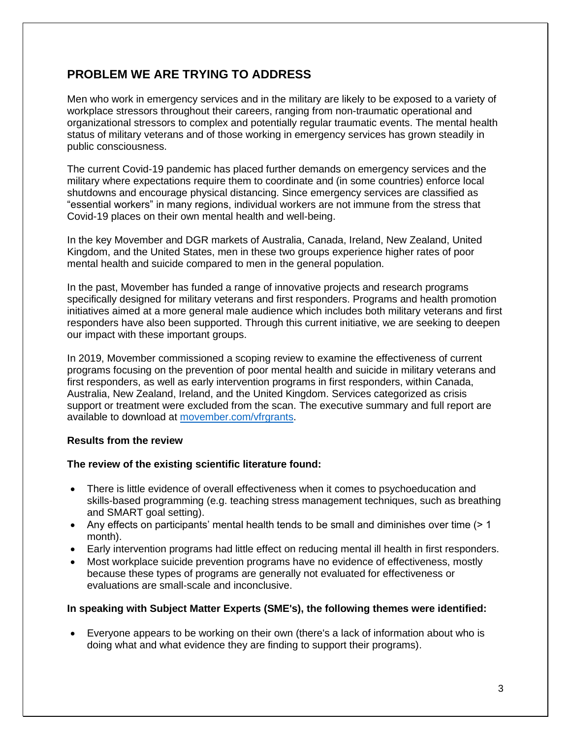## PROBLEM WE ARE TRYING TO ADDRESS

Men who work in emergency services and in the military are likely to be exposed to a variety of workplace stressors throughout their careers, ranging from non-traumatic operational and organizational stressors to complex and potentially regular traumatic events. The mental health status of military veterans and of those working in emergency services has grown steadily in public consciousness.

The current Covid-19 pandemic has placed further demands on emergency services and the military where expectations require them to coordinate and (in some countries) enforce local shutdowns and encourage physical distancing. Since emergency services are classified as "essential workers" in many regions, individual workers are not immune from the stress that Covid-19 places on their own mental health and well-being.

In the key Movember and DGR markets of Australia, Canada, Ireland, New Zealand, United Kingdom, and the United States, men in these two groups experience higher rates of poor mental health and suicide compared to men in the general population.

In the past, Movember has funded a range of innovative projects and research programs specifically designed for military veterans and first responders. Programs and health promotion initiatives aimed at a more general male audience which includes both military veterans and first responders have also been supported. Through this current initiative, we are seeking to deepen our impact with these important groups.

In 2019, Movember commissioned a scoping review to examine the effectiveness of current programs focusing on the prevention of poor mental health and suicide in military veterans and first responders, as well as early intervention programs in first responders, within Canada, Australia, New Zealand, Ireland, and the United Kingdom. Services categorized as crisis support or treatment were excluded from the scan. The executive summary and full report are available to download at [movember.com/vfrgrants](movember.com/vfrgrants).

**Results from the review**

**The review of the existing scientific literature found:**

- There is little evidence of overall effectiveness when it comes to psychoeducation and skills-based programming (e.g. teaching stress management techniques, such as breathing and SMART goal setting).
- Any effects on participants' mental health tends to be small and diminishes over time (> 1 month).
- Early intervention programs had little effect on reducing mental ill health in first responders.
- Most workplace suicide prevention programs have no evidence of effectiveness, mostly because these types of programs are generally not evaluated for effectiveness or evaluations are small-scale and inconclusive.

**In speaking with Subject Matter Experts (SME's), the following themes were identified:**

- Everyone appears to be working on their own (there's a lack of information about who is doing what and what evidence they are finding to support their programs).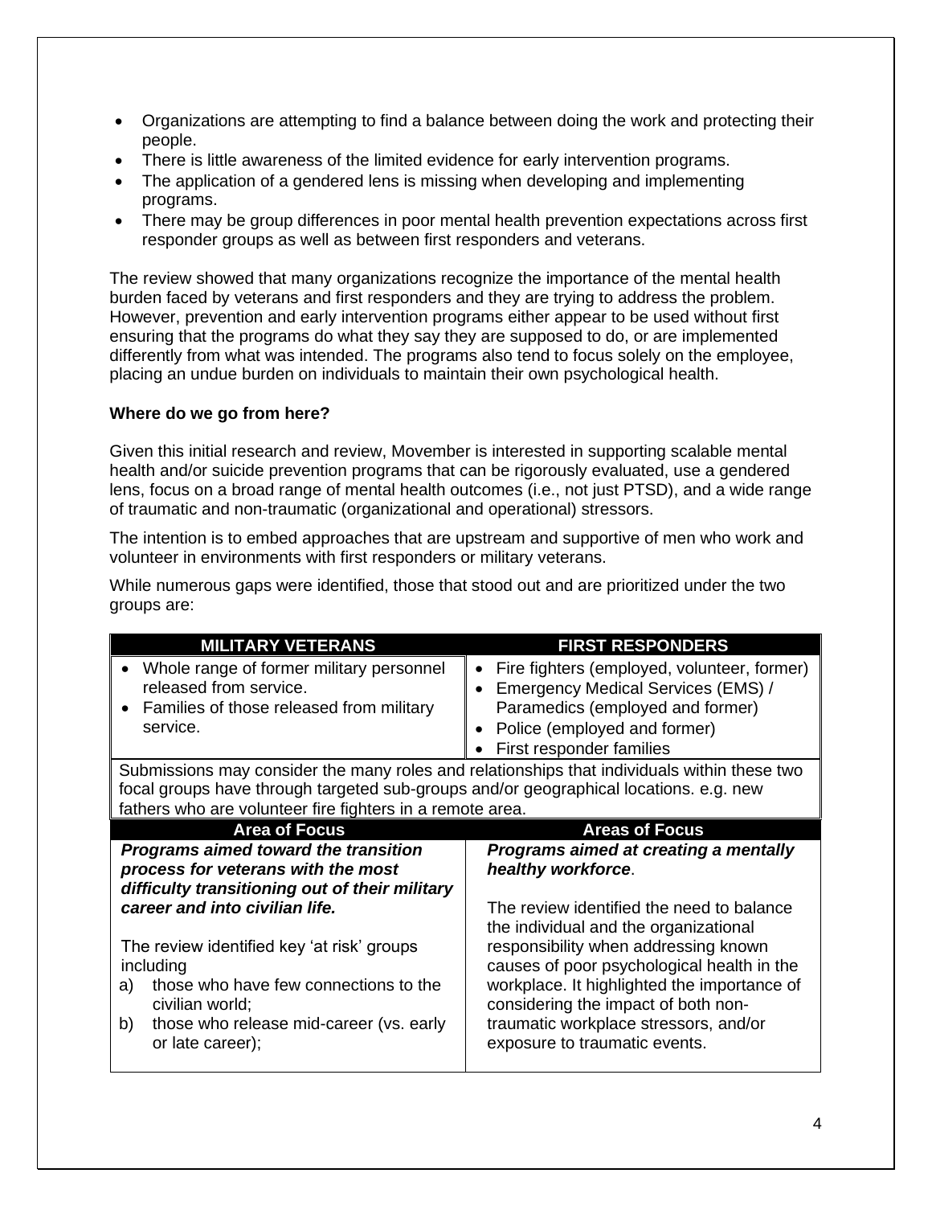- Organizations are attempting to find a balance between doing the work and protecting their people.
- There is little awareness of the limited evidence for early intervention programs.
- The application of a gendered lens is missing when developing and implementing programs.
- There may be group differences in poor mental health prevention expectations across first responder groups as well as between first responders and veterans.

The review showed that many organizations recognize the importance of the mental health burden faced by veterans and first responders and they are trying to address the problem. However, prevention and early intervention programs either appear to be used without first ensuring that the programs do what they say they are supposed to do, or are implemented differently from what was intended. The programs also tend to focus solely on the employee, placing an undue burden on individuals to maintain their own psychological health.

**Where do we go from here?**

Given this initial research and review, Movember is interested in supporting scalable mental health and/or suicide prevention programs that can be rigorously evaluated, use a gendered lens, focus on a broad range of mental health outcomes (i.e., not just PTSD), and a wide range of traumatic and non-traumatic (organizational and operational) stressors.

The intention is to embed approaches that are upstream and supportive of men who work and volunteer in environments with first responders or military veterans.

While numerous gaps were identified, those that stood out and are prioritized under the two groups are:

| MILITARY VETERANS | FIRST RESPONDERS |
|---|---|
| • Whole range of former military personnel released from service.<br>• Families of those released from military service. | • Fire fighters (employed, volunteer, former)<br>• Emergency Medical Services (EMS) / Paramedics (employed and former)<br>• Police (employed and former)<br>• First responder families |
| Submissions may consider the many roles and relationships that individuals within these two focal groups have through targeted sub-groups and/or geographical locations. e.g. new fathers who are volunteer fire fighters in a remote area. | |
| **Area of Focus** | **Areas of Focus** |
| ***Programs aimed toward the transition process for veterans with the most difficulty transitioning out of their military career and into civilian life.***<br><br>The review identified key 'at risk' groups including<br>a) those who have few connections to the civilian world;<br>b) those who release mid-career (vs. early or late career); | ***Programs aimed at creating a mentally healthy workforce***.<br><br>The review identified the need to balance the individual and the organizational responsibility when addressing known causes of poor psychological health in the workplace. It highlighted the importance of considering the impact of both non-traumatic workplace stressors, and/or exposure to traumatic events. |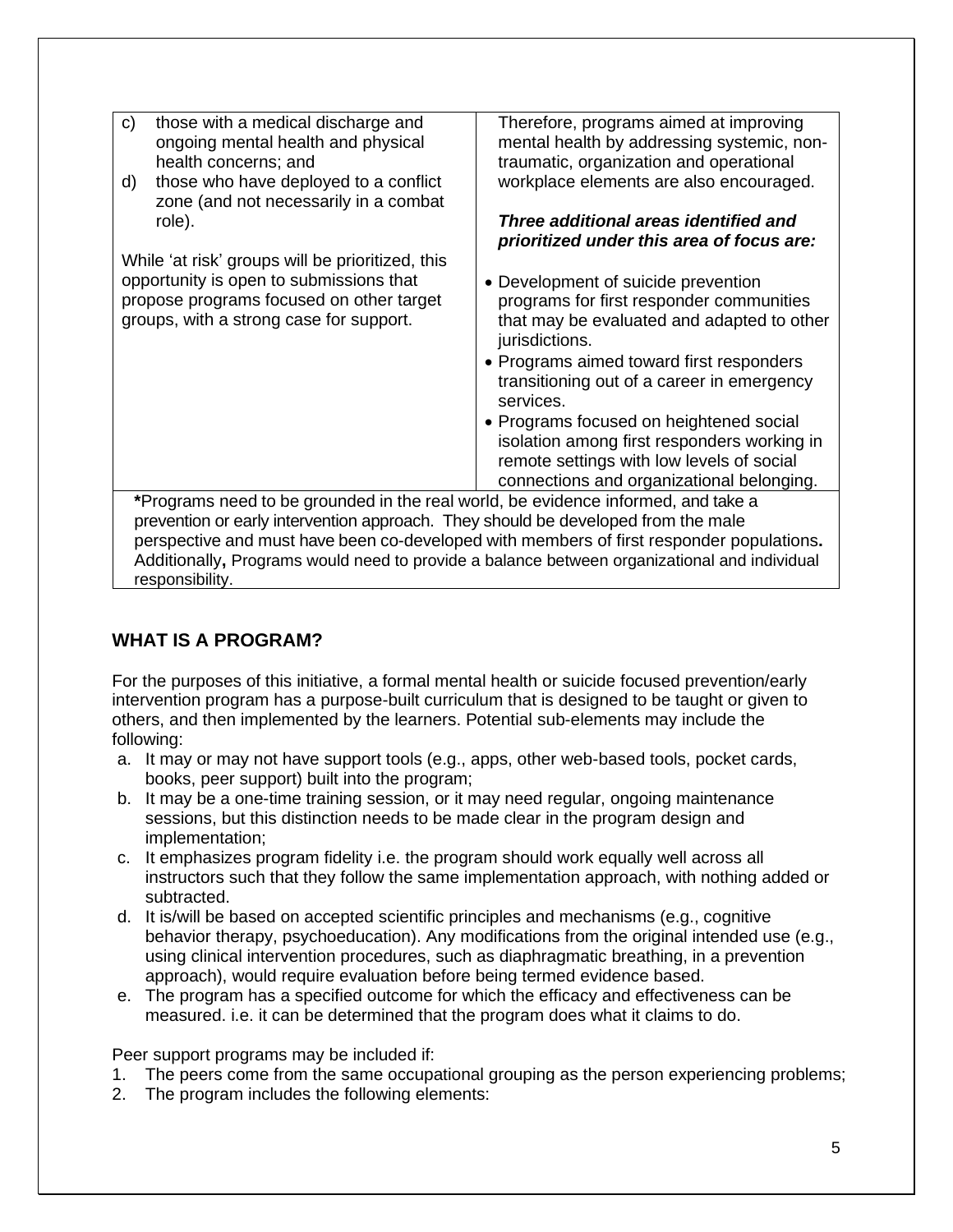| | |
|---|---|
| c) those with a medical discharge and ongoing mental health and physical health concerns; and<br>d) those who have deployed to a conflict zone (and not necessarily in a combat role).<br><br>While 'at risk' groups will be prioritized, this opportunity is open to submissions that propose programs focused on other target groups, with a strong case for support. | Therefore, programs aimed at improving mental health by addressing systemic, non-traumatic, organization and operational workplace elements are also encouraged.<br><br>***Three additional areas identified and prioritized under this area of focus are:***<br><br>• Development of suicide prevention programs for first responder communities that may be evaluated and adapted to other jurisdictions.<br>• Programs aimed toward first responders transitioning out of a career in emergency services.<br>• Programs focused on heightened social isolation among first responders working in remote settings with low levels of social connections and organizational belonging. |
| **\***Programs need to be grounded in the real world, be evidence informed, and take a prevention or early intervention approach. They should be developed from the male perspective and must have been co-developed with members of first responder populations**.** Additionally**,** Programs would need to provide a balance between organizational and individual responsibility. | |

## WHAT IS A PROGRAM?

For the purposes of this initiative, a formal mental health or suicide focused prevention/early intervention program has a purpose-built curriculum that is designed to be taught or given to others, and then implemented by the learners. Potential sub-elements may include the following:

a. It may or may not have support tools (e.g., apps, other web-based tools, pocket cards, books, peer support) built into the program;
b. It may be a one-time training session, or it may need regular, ongoing maintenance sessions, but this distinction needs to be made clear in the program design and implementation;
c. It emphasizes program fidelity i.e. the program should work equally well across all instructors such that they follow the same implementation approach, with nothing added or subtracted.
d. It is/will be based on accepted scientific principles and mechanisms (e.g., cognitive behavior therapy, psychoeducation). Any modifications from the original intended use (e.g., using clinical intervention procedures, such as diaphragmatic breathing, in a prevention approach), would require evaluation before being termed evidence based.
e. The program has a specified outcome for which the efficacy and effectiveness can be measured. i.e. it can be determined that the program does what it claims to do.

Peer support programs may be included if:

1. The peers come from the same occupational grouping as the person experiencing problems;
2. The program includes the following elements: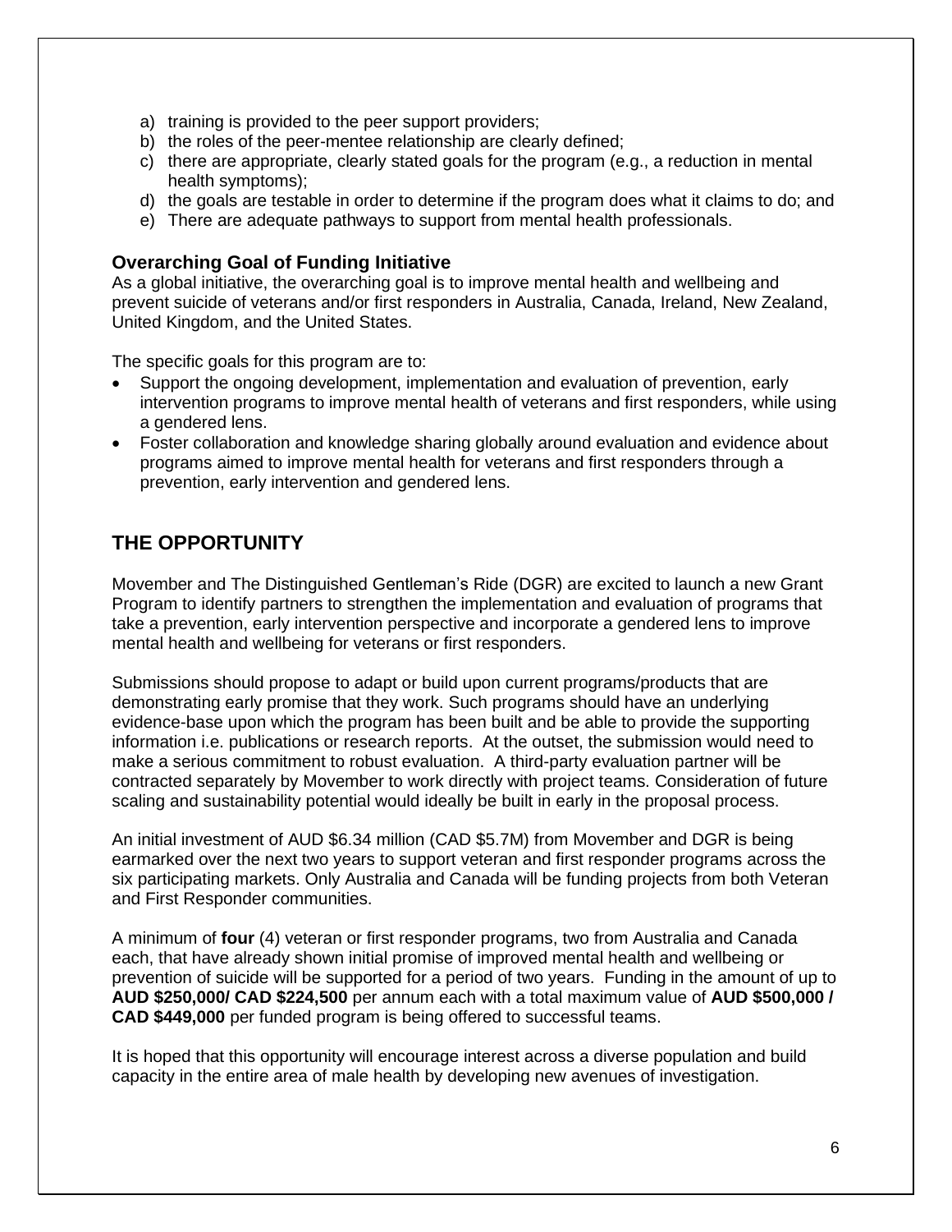a) training is provided to the peer support providers;
b) the roles of the peer-mentee relationship are clearly defined;
c) there are appropriate, clearly stated goals for the program (e.g., a reduction in mental health symptoms);
d) the goals are testable in order to determine if the program does what it claims to do; and
e) There are adequate pathways to support from mental health professionals.

### Overarching Goal of Funding Initiative

As a global initiative, the overarching goal is to improve mental health and wellbeing and prevent suicide of veterans and/or first responders in Australia, Canada, Ireland, New Zealand, United Kingdom, and the United States.

The specific goals for this program are to:

- Support the ongoing development, implementation and evaluation of prevention, early intervention programs to improve mental health of veterans and first responders, while using a gendered lens.
- Foster collaboration and knowledge sharing globally around evaluation and evidence about programs aimed to improve mental health for veterans and first responders through a prevention, early intervention and gendered lens.

## THE OPPORTUNITY

Movember and The Distinguished Gentleman's Ride (DGR) are excited to launch a new Grant Program to identify partners to strengthen the implementation and evaluation of programs that take a prevention, early intervention perspective and incorporate a gendered lens to improve mental health and wellbeing for veterans or first responders.

Submissions should propose to adapt or build upon current programs/products that are demonstrating early promise that they work. Such programs should have an underlying evidence-base upon which the program has been built and be able to provide the supporting information i.e. publications or research reports. At the outset, the submission would need to make a serious commitment to robust evaluation. A third-party evaluation partner will be contracted separately by Movember to work directly with project teams. Consideration of future scaling and sustainability potential would ideally be built in early in the proposal process.

An initial investment of AUD $6.34 million (CAD $5.7M) from Movember and DGR is being earmarked over the next two years to support veteran and first responder programs across the six participating markets. Only Australia and Canada will be funding projects from both Veteran and First Responder communities.

A minimum of **four** (4) veteran or first responder programs, two from Australia and Canada each, that have already shown initial promise of improved mental health and wellbeing or prevention of suicide will be supported for a period of two years. Funding in the amount of up to **AUD $250,000/ CAD $224,500** per annum each with a total maximum value of **AUD $500,000 / CAD $449,000** per funded program is being offered to successful teams.

It is hoped that this opportunity will encourage interest across a diverse population and build capacity in the entire area of male health by developing new avenues of investigation.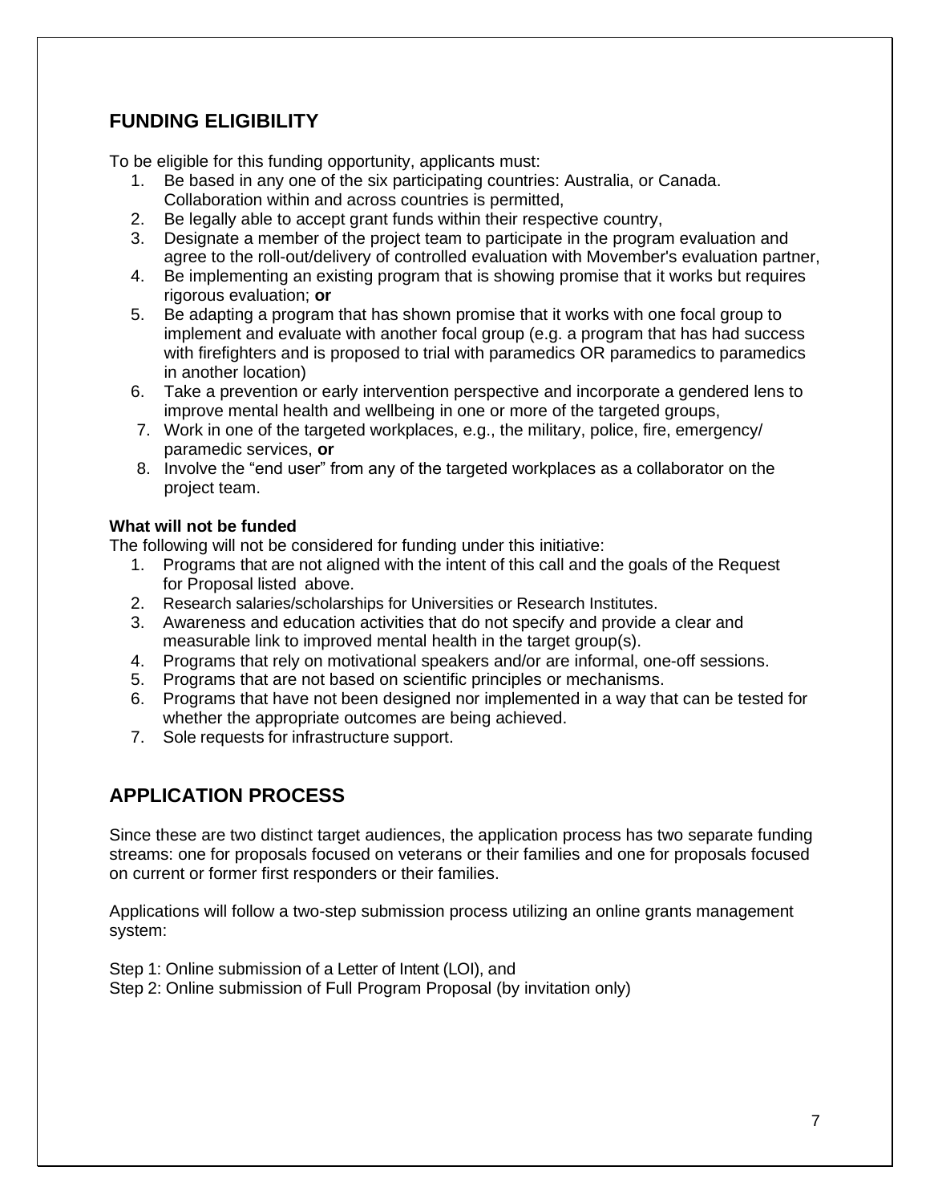## FUNDING ELIGIBILITY

To be eligible for this funding opportunity, applicants must:

1. Be based in any one of the six participating countries: Australia, or Canada. Collaboration within and across countries is permitted,
2. Be legally able to accept grant funds within their respective country,
3. Designate a member of the project team to participate in the program evaluation and agree to the roll-out/delivery of controlled evaluation with Movember's evaluation partner,
4. Be implementing an existing program that is showing promise that it works but requires rigorous evaluation; **or**
5. Be adapting a program that has shown promise that it works with one focal group to implement and evaluate with another focal group (e.g. a program that has had success with firefighters and is proposed to trial with paramedics OR paramedics to paramedics in another location)
6. Take a prevention or early intervention perspective and incorporate a gendered lens to improve mental health and wellbeing in one or more of the targeted groups,
7. Work in one of the targeted workplaces, e.g., the military, police, fire, emergency/ paramedic services, **or**
8. Involve the "end user" from any of the targeted workplaces as a collaborator on the project team.

**What will not be funded**

The following will not be considered for funding under this initiative:

1. Programs that are not aligned with the intent of this call and the goals of the Request for Proposal listed above.
2. Research salaries/scholarships for Universities or Research Institutes.
3. Awareness and education activities that do not specify and provide a clear and measurable link to improved mental health in the target group(s).
4. Programs that rely on motivational speakers and/or are informal, one-off sessions.
5. Programs that are not based on scientific principles or mechanisms.
6. Programs that have not been designed nor implemented in a way that can be tested for whether the appropriate outcomes are being achieved.
7. Sole requests for infrastructure support.

## APPLICATION PROCESS

Since these are two distinct target audiences, the application process has two separate funding streams: one for proposals focused on veterans or their families and one for proposals focused on current or former first responders or their families.

Applications will follow a two-step submission process utilizing an online grants management system:

Step 1: Online submission of a Letter of Intent (LOI), and
Step 2: Online submission of Full Program Proposal (by invitation only)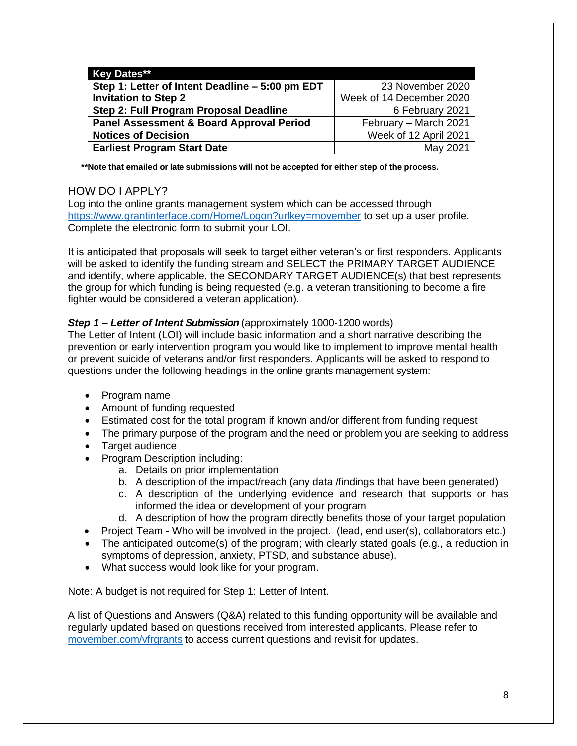| Key Dates** | |
|---|---|
| **Step 1: Letter of Intent Deadline – 5:00 pm EDT** | 23 November 2020 |
| **Invitation to Step 2** | Week of 14 December 2020 |
| **Step 2: Full Program Proposal Deadline** | 6 February 2021 |
| **Panel Assessment & Board Approval Period** | February – March 2021 |
| **Notices of Decision** | Week of 12 April 2021 |
| **Earliest Program Start Date** | May 2021 |

****Note that emailed or late submissions will not be accepted for either step of the process.**

## HOW DO I APPLY?

Log into the online grants management system which can be accessed through [https://www.grantinterface.com/Home/Logon?urlkey=movember](https://www.grantinterface.com/Home/Logon?urlkey=movember) to set up a user profile. Complete the electronic form to submit your LOI.

It is anticipated that proposals will seek to target either veteran's or first responders. Applicants will be asked to identify the funding stream and SELECT the PRIMARY TARGET AUDIENCE and identify, where applicable, the SECONDARY TARGET AUDIENCE(s) that best represents the group for which funding is being requested (e.g. a veteran transitioning to become a fire fighter would be considered a veteran application).

***Step 1 – Letter of Intent Submission*** (approximately 1000-1200 words)

The Letter of Intent (LOI) will include basic information and a short narrative describing the prevention or early intervention program you would like to implement to improve mental health or prevent suicide of veterans and/or first responders. Applicants will be asked to respond to questions under the following headings in the online grants management system:

- Program name
- Amount of funding requested
- Estimated cost for the total program if known and/or different from funding request
- The primary purpose of the program and the need or problem you are seeking to address
- Target audience
- Program Description including:
    a. Details on prior implementation
    b. A description of the impact/reach (any data /findings that have been generated)
    c. A description of the underlying evidence and research that supports or has informed the idea or development of your program
    d. A description of how the program directly benefits those of your target population
- Project Team - Who will be involved in the project. (lead, end user(s), collaborators etc.)
- The anticipated outcome(s) of the program; with clearly stated goals (e.g., a reduction in symptoms of depression, anxiety, PTSD, and substance abuse).
- What success would look like for your program.

Note: A budget is not required for Step 1: Letter of Intent.

A list of Questions and Answers (Q&A) related to this funding opportunity will be available and regularly updated based on questions received from interested applicants. Please refer to [movember.com/vfrgrants](movember.com/vfrgrants) to access current questions and revisit for updates.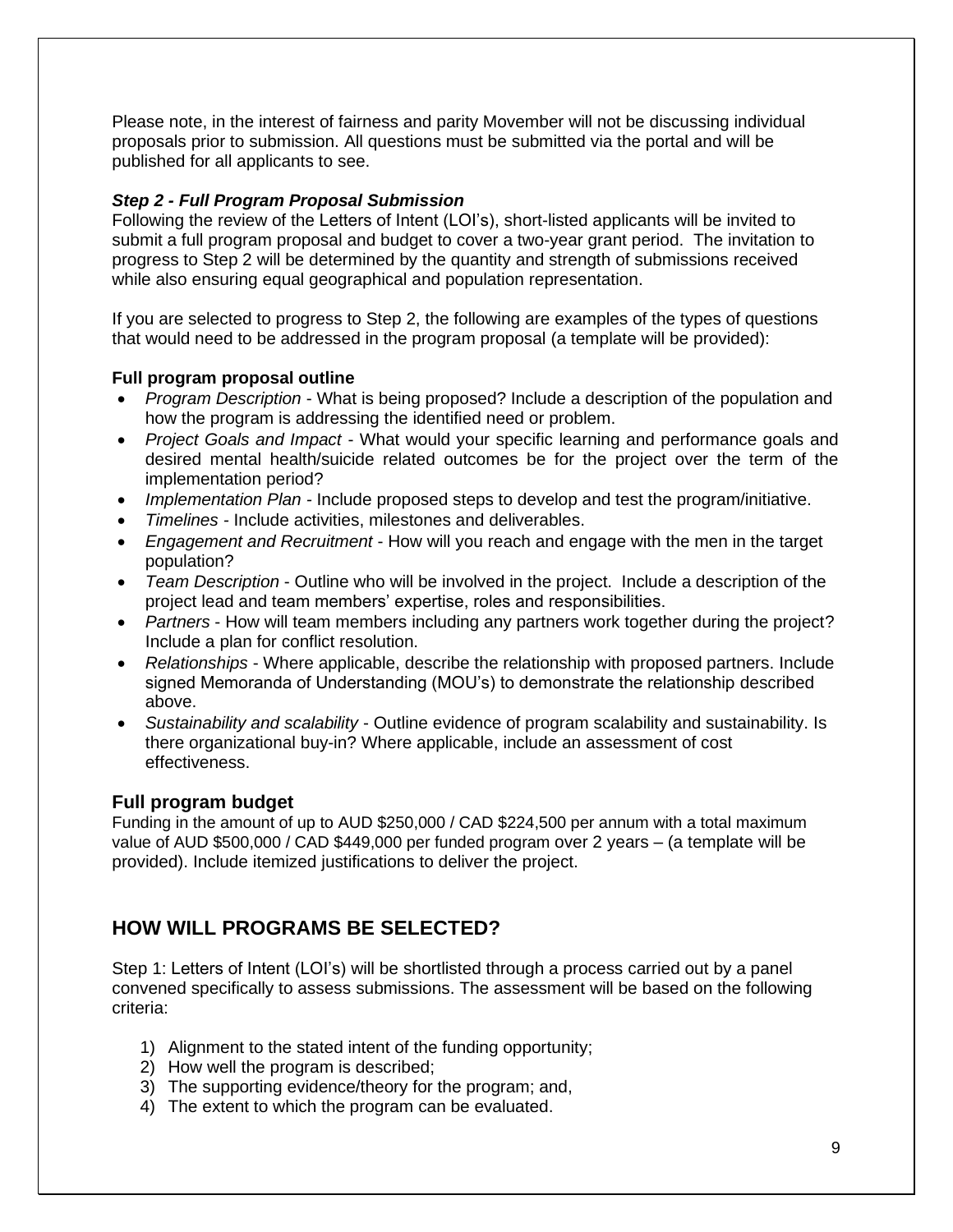Please note, in the interest of fairness and parity Movember will not be discussing individual proposals prior to submission. All questions must be submitted via the portal and will be published for all applicants to see.

***Step 2 - Full Program Proposal Submission***

Following the review of the Letters of Intent (LOI's), short-listed applicants will be invited to submit a full program proposal and budget to cover a two-year grant period. The invitation to progress to Step 2 will be determined by the quantity and strength of submissions received while also ensuring equal geographical and population representation.

If you are selected to progress to Step 2, the following are examples of the types of questions that would need to be addressed in the program proposal (a template will be provided):

**Full program proposal outline**

- *Program Description* - What is being proposed? Include a description of the population and how the program is addressing the identified need or problem.
- *Project Goals and Impact* - What would your specific learning and performance goals and desired mental health/suicide related outcomes be for the project over the term of the implementation period?
- *Implementation Plan* - Include proposed steps to develop and test the program/initiative.
- *Timelines* - Include activities, milestones and deliverables.
- *Engagement and Recruitment* - How will you reach and engage with the men in the target population?
- *Team Description* - Outline who will be involved in the project. Include a description of the project lead and team members' expertise, roles and responsibilities.
- *Partners* - How will team members including any partners work together during the project? Include a plan for conflict resolution.
- *Relationships* - Where applicable, describe the relationship with proposed partners. Include signed Memoranda of Understanding (MOU's) to demonstrate the relationship described above.
- *Sustainability and scalability* - Outline evidence of program scalability and sustainability. Is there organizational buy-in? Where applicable, include an assessment of cost effectiveness.

### Full program budget

Funding in the amount of up to AUD $250,000 / CAD $224,500 per annum with a total maximum value of AUD $500,000 / CAD $449,000 per funded program over 2 years – (a template will be provided). Include itemized justifications to deliver the project.

## HOW WILL PROGRAMS BE SELECTED?

Step 1: Letters of Intent (LOI's) will be shortlisted through a process carried out by a panel convened specifically to assess submissions. The assessment will be based on the following criteria:

1) Alignment to the stated intent of the funding opportunity;
2) How well the program is described;
3) The supporting evidence/theory for the program; and,
4) The extent to which the program can be evaluated.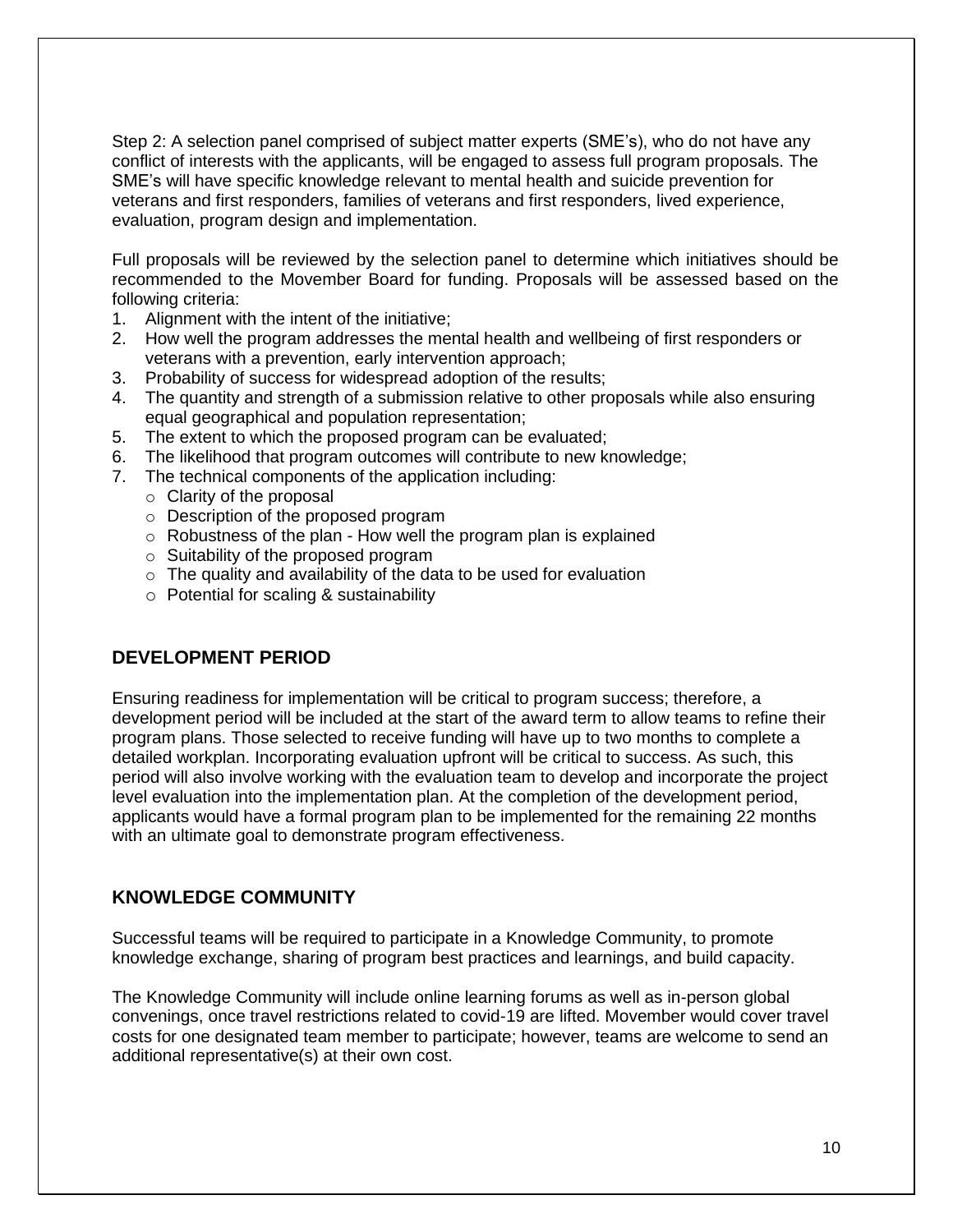Step 2: A selection panel comprised of subject matter experts (SME's), who do not have any conflict of interests with the applicants, will be engaged to assess full program proposals. The SME's will have specific knowledge relevant to mental health and suicide prevention for veterans and first responders, families of veterans and first responders, lived experience, evaluation, program design and implementation.

Full proposals will be reviewed by the selection panel to determine which initiatives should be recommended to the Movember Board for funding. Proposals will be assessed based on the following criteria:

1. Alignment with the intent of the initiative;
2. How well the program addresses the mental health and wellbeing of first responders or veterans with a prevention, early intervention approach;
3. Probability of success for widespread adoption of the results;
4. The quantity and strength of a submission relative to other proposals while also ensuring equal geographical and population representation;
5. The extent to which the proposed program can be evaluated;
6. The likelihood that program outcomes will contribute to new knowledge;
7. The technical components of the application including:
   - Clarity of the proposal
   - Description of the proposed program
   - Robustness of the plan - How well the program plan is explained
   - Suitability of the proposed program
   - The quality and availability of the data to be used for evaluation
   - Potential for scaling & sustainability

## DEVELOPMENT PERIOD

Ensuring readiness for implementation will be critical to program success; therefore, a development period will be included at the start of the award term to allow teams to refine their program plans. Those selected to receive funding will have up to two months to complete a detailed workplan. Incorporating evaluation upfront will be critical to success. As such, this period will also involve working with the evaluation team to develop and incorporate the project level evaluation into the implementation plan. At the completion of the development period, applicants would have a formal program plan to be implemented for the remaining 22 months with an ultimate goal to demonstrate program effectiveness.

## KNOWLEDGE COMMUNITY

Successful teams will be required to participate in a Knowledge Community, to promote knowledge exchange, sharing of program best practices and learnings, and build capacity.

The Knowledge Community will include online learning forums as well as in-person global convenings, once travel restrictions related to covid-19 are lifted. Movember would cover travel costs for one designated team member to participate; however, teams are welcome to send an additional representative(s) at their own cost.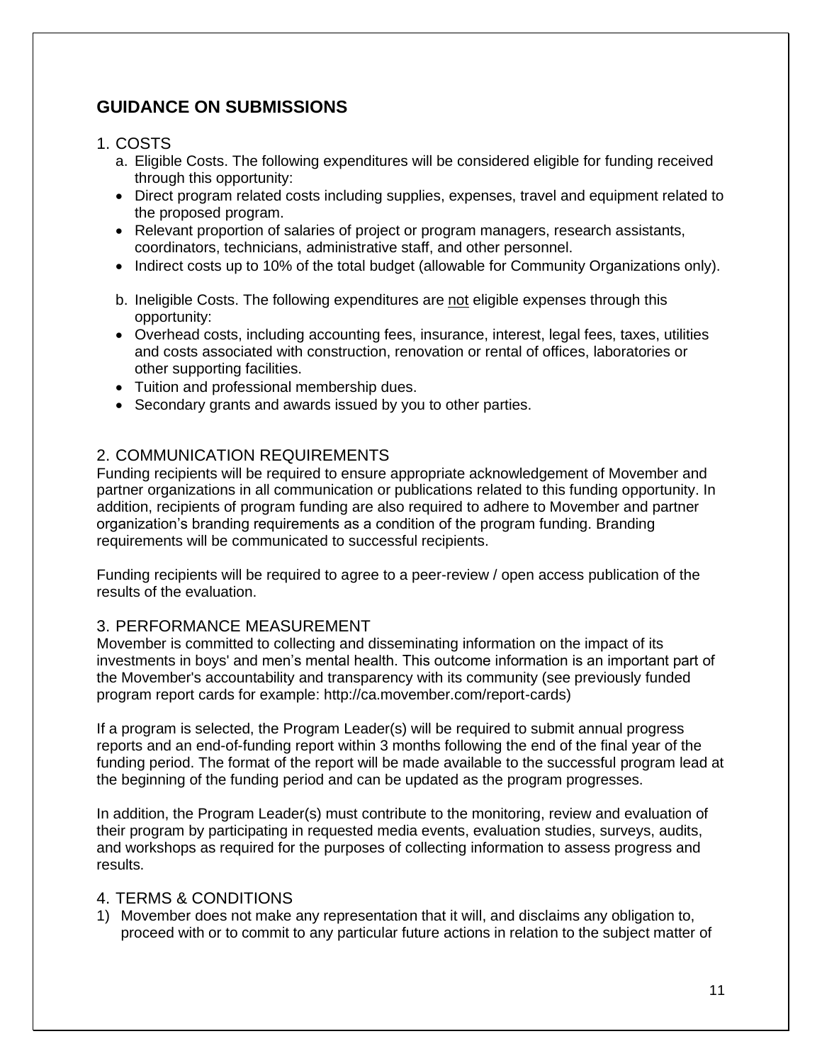## GUIDANCE ON SUBMISSIONS

### 1. COSTS

a. Eligible Costs. The following expenditures will be considered eligible for funding received through this opportunity:

- Direct program related costs including supplies, expenses, travel and equipment related to the proposed program.
- Relevant proportion of salaries of project or program managers, research assistants, coordinators, technicians, administrative staff, and other personnel.
- Indirect costs up to 10% of the total budget (allowable for Community Organizations only).

b. Ineligible Costs. The following expenditures are <u>not</u> eligible expenses through this opportunity:

- Overhead costs, including accounting fees, insurance, interest, legal fees, taxes, utilities and costs associated with construction, renovation or rental of offices, laboratories or other supporting facilities.
- Tuition and professional membership dues.
- Secondary grants and awards issued by you to other parties.

### 2. COMMUNICATION REQUIREMENTS

Funding recipients will be required to ensure appropriate acknowledgement of Movember and partner organizations in all communication or publications related to this funding opportunity. In addition, recipients of program funding are also required to adhere to Movember and partner organization's branding requirements as a condition of the program funding. Branding requirements will be communicated to successful recipients.

Funding recipients will be required to agree to a peer-review / open access publication of the results of the evaluation.

### 3. PERFORMANCE MEASUREMENT

Movember is committed to collecting and disseminating information on the impact of its investments in boys' and men's mental health. This outcome information is an important part of the Movember's accountability and transparency with its community (see previously funded program report cards for example: http://ca.movember.com/report-cards)

If a program is selected, the Program Leader(s) will be required to submit annual progress reports and an end-of-funding report within 3 months following the end of the final year of the funding period. The format of the report will be made available to the successful program lead at the beginning of the funding period and can be updated as the program progresses.

In addition, the Program Leader(s) must contribute to the monitoring, review and evaluation of their program by participating in requested media events, evaluation studies, surveys, audits, and workshops as required for the purposes of collecting information to assess progress and results.

### 4. TERMS & CONDITIONS

1) Movember does not make any representation that it will, and disclaims any obligation to, proceed with or to commit to any particular future actions in relation to the subject matter of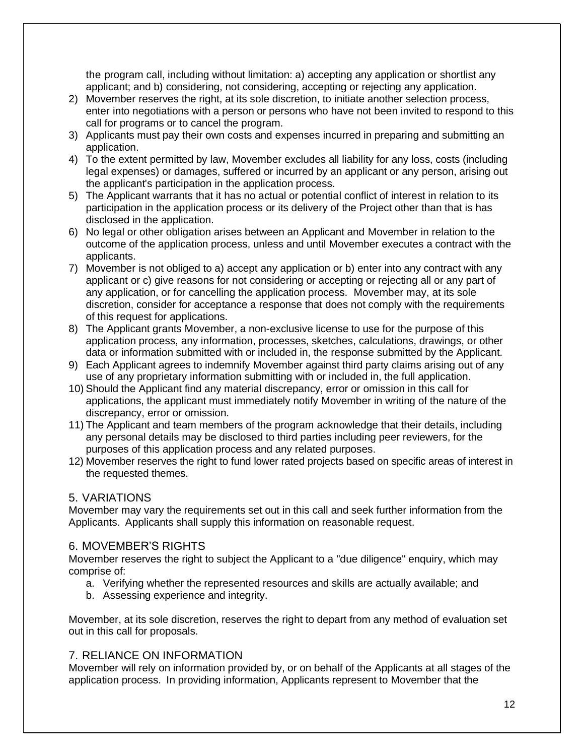the program call, including without limitation: a) accepting any application or shortlist any applicant; and b) considering, not considering, accepting or rejecting any application.

2) Movember reserves the right, at its sole discretion, to initiate another selection process, enter into negotiations with a person or persons who have not been invited to respond to this call for programs or to cancel the program.
3) Applicants must pay their own costs and expenses incurred in preparing and submitting an application.
4) To the extent permitted by law, Movember excludes all liability for any loss, costs (including legal expenses) or damages, suffered or incurred by an applicant or any person, arising out the applicant's participation in the application process.
5) The Applicant warrants that it has no actual or potential conflict of interest in relation to its participation in the application process or its delivery of the Project other than that is has disclosed in the application.
6) No legal or other obligation arises between an Applicant and Movember in relation to the outcome of the application process, unless and until Movember executes a contract with the applicants.
7) Movember is not obliged to a) accept any application or b) enter into any contract with any applicant or c) give reasons for not considering or accepting or rejecting all or any part of any application, or for cancelling the application process. Movember may, at its sole discretion, consider for acceptance a response that does not comply with the requirements of this request for applications.
8) The Applicant grants Movember, a non-exclusive license to use for the purpose of this application process, any information, processes, sketches, calculations, drawings, or other data or information submitted with or included in, the response submitted by the Applicant.
9) Each Applicant agrees to indemnify Movember against third party claims arising out of any use of any proprietary information submitting with or included in, the full application.
10) Should the Applicant find any material discrepancy, error or omission in this call for applications, the applicant must immediately notify Movember in writing of the nature of the discrepancy, error or omission.
11) The Applicant and team members of the program acknowledge that their details, including any personal details may be disclosed to third parties including peer reviewers, for the purposes of this application process and any related purposes.
12) Movember reserves the right to fund lower rated projects based on specific areas of interest in the requested themes.

## 5. VARIATIONS

Movember may vary the requirements set out in this call and seek further information from the Applicants. Applicants shall supply this information on reasonable request.

## 6. MOVEMBER'S RIGHTS

Movember reserves the right to subject the Applicant to a "due diligence" enquiry, which may comprise of:

a. Verifying whether the represented resources and skills are actually available; and
b. Assessing experience and integrity.

Movember, at its sole discretion, reserves the right to depart from any method of evaluation set out in this call for proposals.

## 7. RELIANCE ON INFORMATION

Movember will rely on information provided by, or on behalf of the Applicants at all stages of the application process. In providing information, Applicants represent to Movember that the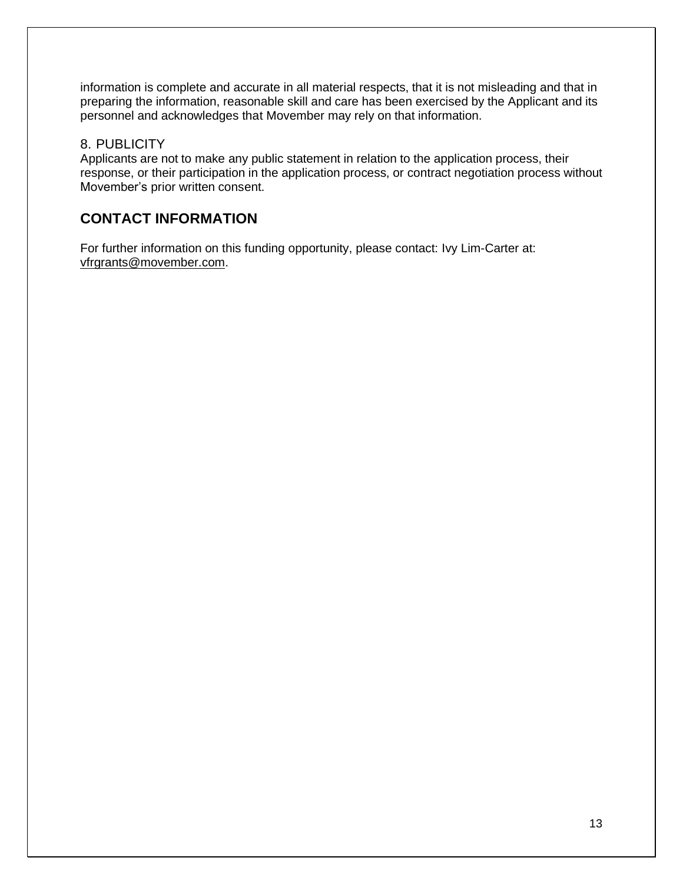information is complete and accurate in all material respects, that it is not misleading and that in preparing the information, reasonable skill and care has been exercised by the Applicant and its personnel and acknowledges that Movember may rely on that information.

### 8. PUBLICITY

Applicants are not to make any public statement in relation to the application process, their response, or their participation in the application process, or contract negotiation process without Movember's prior written consent.

## CONTACT INFORMATION

For further information on this funding opportunity, please contact: Ivy Lim-Carter at: vfrgrants@movember.com.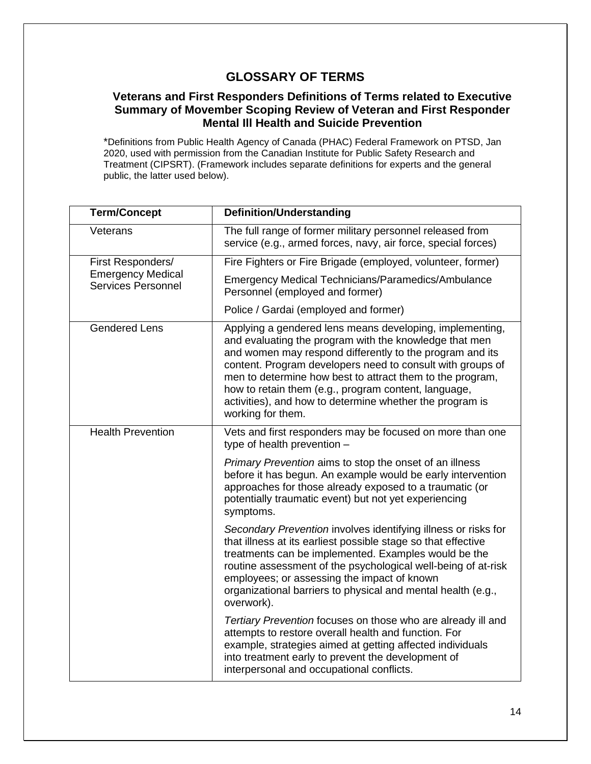# GLOSSARY OF TERMS

## Veterans and First Responders Definitions of Terms related to Executive Summary of Movember Scoping Review of Veteran and First Responder Mental Ill Health and Suicide Prevention

*Definitions from Public Health Agency of Canada (PHAC) Federal Framework on PTSD, Jan 2020, used with permission from the Canadian Institute for Public Safety Research and Treatment (CIPSRT). (Framework includes separate definitions for experts and the general public, the latter used below).

| Term/Concept | Definition/Understanding |
|---|---|
| Veterans | The full range of former military personnel released from service (e.g., armed forces, navy, air force, special forces) |
| First Responders/ Emergency Medical Services Personnel | Fire Fighters or Fire Brigade (employed, volunteer, former)<br><br>Emergency Medical Technicians/Paramedics/Ambulance Personnel (employed and former)<br><br>Police / Gardai (employed and former) |
| Gendered Lens | Applying a gendered lens means developing, implementing, and evaluating the program with the knowledge that men and women may respond differently to the program and its content. Program developers need to consult with groups of men to determine how best to attract them to the program, how to retain them (e.g., program content, language, activities), and how to determine whether the program is working for them. |
| Health Prevention | Vets and first responders may be focused on more than one type of health prevention –<br><br>*Primary Prevention* aims to stop the onset of an illness before it has begun. An example would be early intervention approaches for those already exposed to a traumatic (or potentially traumatic event) but not yet experiencing symptoms.<br><br>*Secondary Prevention* involves identifying illness or risks for that illness at its earliest possible stage so that effective treatments can be implemented. Examples would be the routine assessment of the psychological well-being of at-risk employees; or assessing the impact of known organizational barriers to physical and mental health (e.g., overwork).<br><br>*Tertiary Prevention* focuses on those who are already ill and attempts to restore overall health and function. For example, strategies aimed at getting affected individuals into treatment early to prevent the development of interpersonal and occupational conflicts. |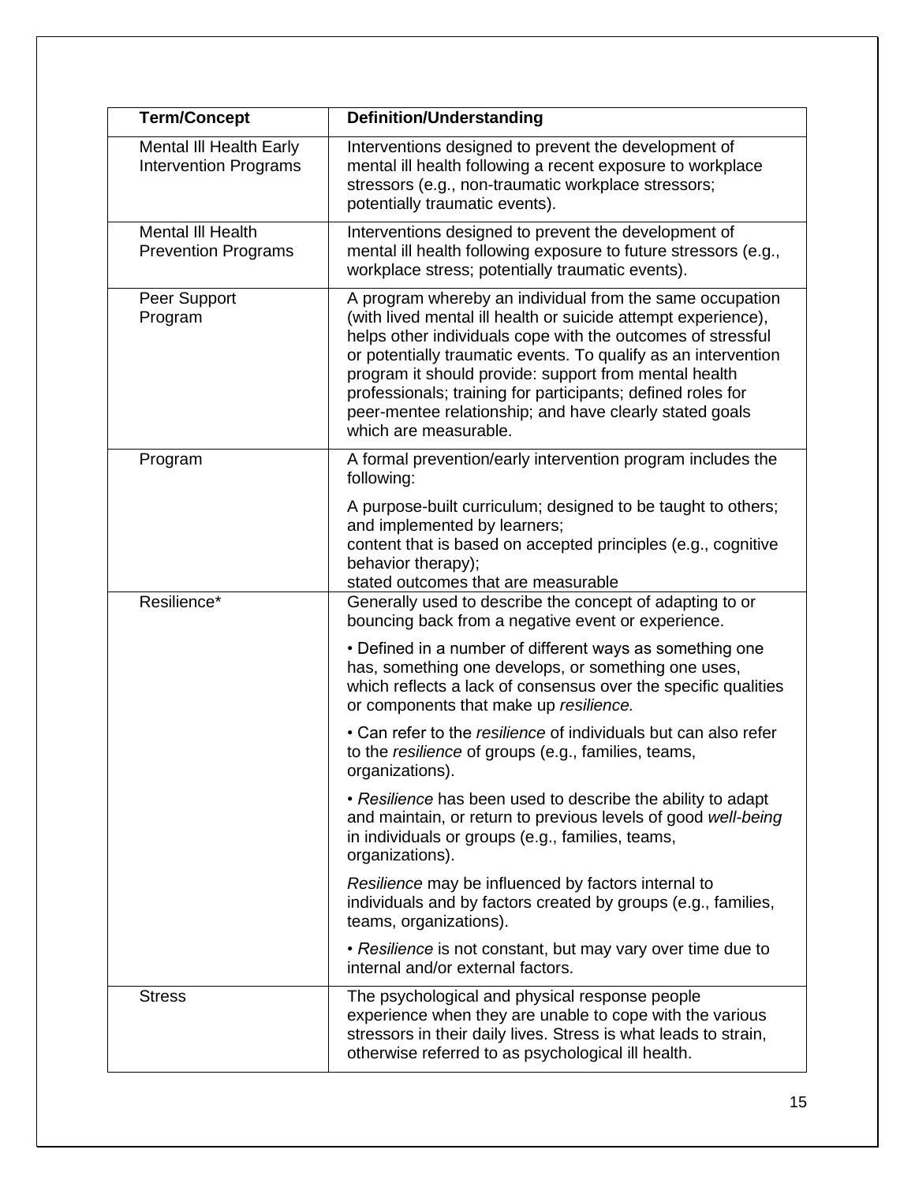| Term/Concept | Definition/Understanding |
| --- | --- |
| Mental Ill Health Early Intervention Programs | Interventions designed to prevent the development of mental ill health following a recent exposure to workplace stressors (e.g., non-traumatic workplace stressors; potentially traumatic events). |
| Mental Ill Health Prevention Programs | Interventions designed to prevent the development of mental ill health following exposure to future stressors (e.g., workplace stress; potentially traumatic events). |
| Peer Support Program | A program whereby an individual from the same occupation (with lived mental ill health or suicide attempt experience), helps other individuals cope with the outcomes of stressful or potentially traumatic events. To qualify as an intervention program it should provide: support from mental health professionals; training for participants; defined roles for peer-mentee relationship; and have clearly stated goals which are measurable. |
| Program | A formal prevention/early intervention program includes the following:<br><br>A purpose-built curriculum; designed to be taught to others; and implemented by learners;<br>content that is based on accepted principles (e.g., cognitive behavior therapy);<br>stated outcomes that are measurable |
| Resilience* | Generally used to describe the concept of adapting to or bouncing back from a negative event or experience.<br><br>• Defined in a number of different ways as something one has, something one develops, or something one uses, which reflects a lack of consensus over the specific qualities or components that make up *resilience.*<br><br>• Can refer to the *resilience* of individuals but can also refer to the *resilience* of groups (e.g., families, teams, organizations).<br><br>• *Resilience* has been used to describe the ability to adapt and maintain, or return to previous levels of good *well-being* in individuals or groups (e.g., families, teams, organizations).<br><br>*Resilience* may be influenced by factors internal to individuals and by factors created by groups (e.g., families, teams, organizations).<br><br>• *Resilience* is not constant, but may vary over time due to internal and/or external factors. |
| Stress | The psychological and physical response people experience when they are unable to cope with the various stressors in their daily lives. Stress is what leads to strain, otherwise referred to as psychological ill health. |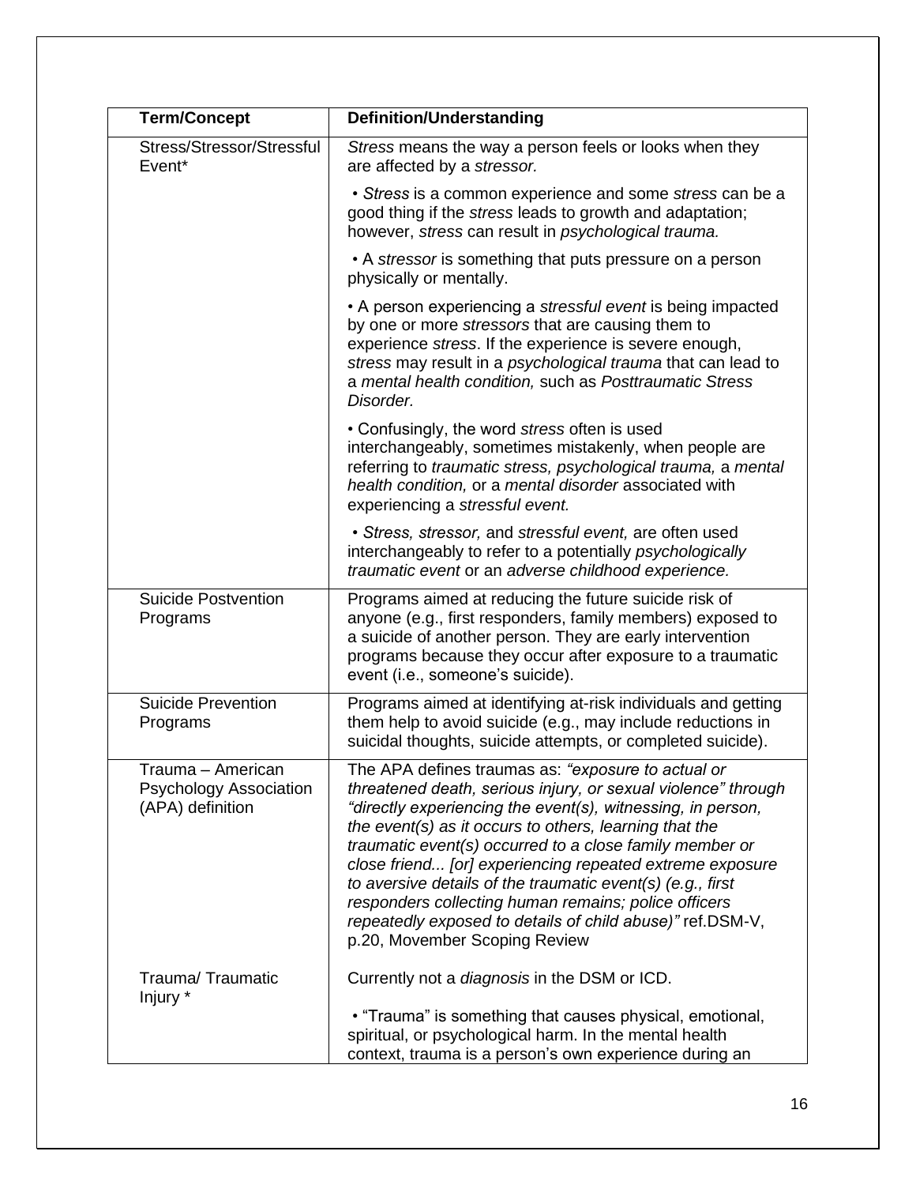| Term/Concept | Definition/Understanding |
|---|---|
| Stress/Stressor/Stressful Event* | *Stress* means the way a person feels or looks when they are affected by a *stressor.*<br><br>• *Stress* is a common experience and some *stress* can be a good thing if the *stress* leads to growth and adaptation; however, *stress* can result in *psychological trauma.*<br><br>• A *stressor* is something that puts pressure on a person physically or mentally.<br><br>• A person experiencing a *stressful event* is being impacted by one or more *stressors* that are causing them to experience *stress*. If the experience is severe enough, *stress* may result in a *psychological trauma* that can lead to a *mental health condition,* such as *Posttraumatic Stress Disorder.*<br><br>• Confusingly, the word *stress* often is used interchangeably, sometimes mistakenly, when people are referring to *traumatic stress, psychological trauma,* a *mental health condition,* or a *mental disorder* associated with experiencing a *stressful event.*<br><br>• *Stress, stressor,* and *stressful event,* are often used interchangeably to refer to a potentially *psychologically traumatic event* or an *adverse childhood experience.* |
| Suicide Postvention Programs | Programs aimed at reducing the future suicide risk of anyone (e.g., first responders, family members) exposed to a suicide of another person. They are early intervention programs because they occur after exposure to a traumatic event (i.e., someone's suicide). |
| Suicide Prevention Programs | Programs aimed at identifying at-risk individuals and getting them help to avoid suicide (e.g., may include reductions in suicidal thoughts, suicide attempts, or completed suicide). |
| Trauma – American Psychology Association (APA) definition | The APA defines traumas as: *"exposure to actual or threatened death, serious injury, or sexual violence" through "directly experiencing the event(s), witnessing, in person, the event(s) as it occurs to others, learning that the traumatic event(s) occurred to a close family member or close friend... [or] experiencing repeated extreme exposure to aversive details of the traumatic event(s) (e.g., first responders collecting human remains; police officers repeatedly exposed to details of child abuse)"* ref.DSM-V, p.20, Movember Scoping Review |
| Trauma/ Traumatic Injury * | Currently not a *diagnosis* in the DSM or ICD.<br><br>• "Trauma" is something that causes physical, emotional, spiritual, or psychological harm. In the mental health context, trauma is a person's own experience during an |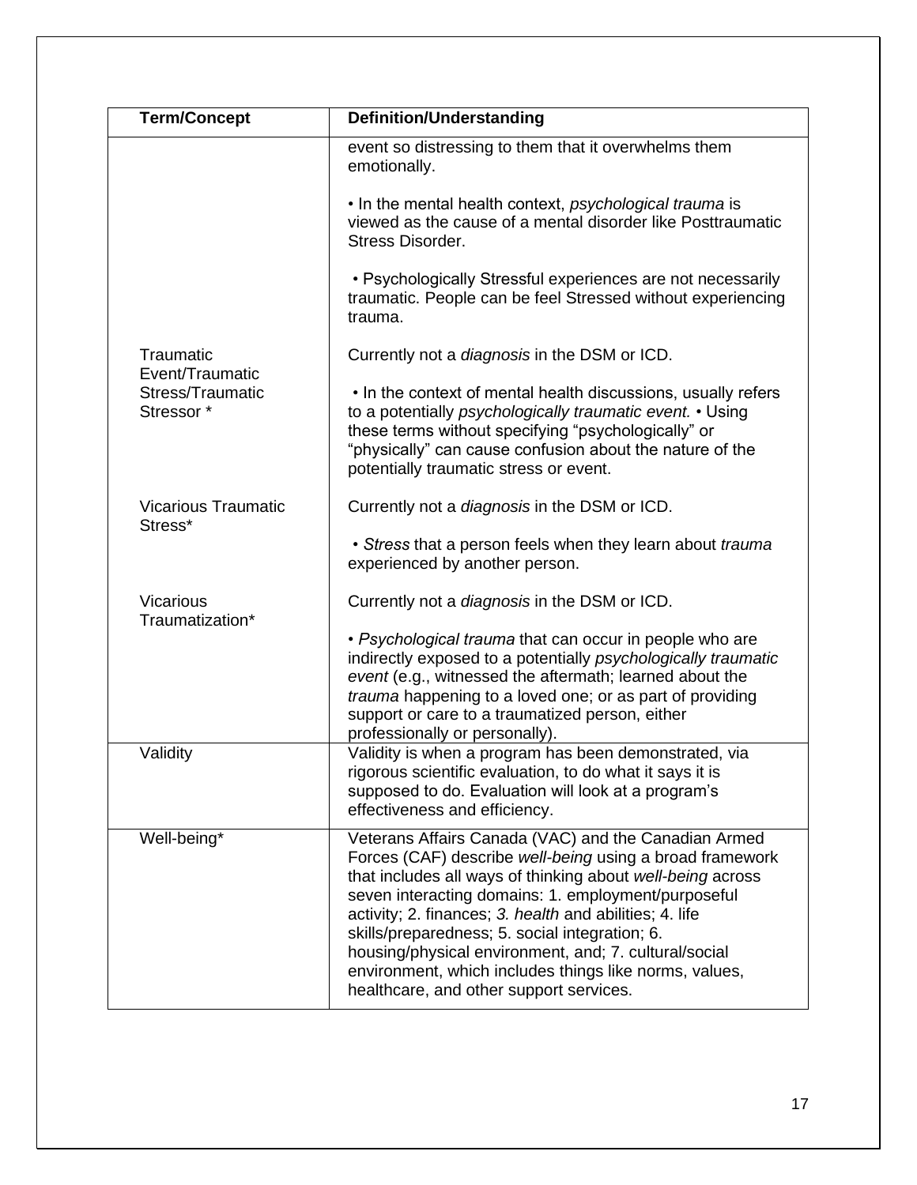| Term/Concept | Definition/Understanding |
|---|---|
| | event so distressing to them that it overwhelms them emotionally.<br><br>• In the mental health context, *psychological trauma* is viewed as the cause of a mental disorder like Posttraumatic Stress Disorder.<br><br>• Psychologically Stressful experiences are not necessarily traumatic. People can be feel Stressed without experiencing trauma. |
| Traumatic Event/Traumatic Stress/Traumatic Stressor * | Currently not a *diagnosis* in the DSM or ICD.<br><br>• In the context of mental health discussions, usually refers to a potentially *psychologically traumatic event.* • Using these terms without specifying "psychologically" or "physically" can cause confusion about the nature of the potentially traumatic stress or event. |
| Vicarious Traumatic Stress* | Currently not a *diagnosis* in the DSM or ICD.<br><br>• *Stress* that a person feels when they learn about *trauma* experienced by another person. |
| Vicarious Traumatization* | Currently not a *diagnosis* in the DSM or ICD.<br><br>• *Psychological trauma* that can occur in people who are indirectly exposed to a potentially *psychologically traumatic event* (e.g., witnessed the aftermath; learned about the *trauma* happening to a loved one; or as part of providing support or care to a traumatized person, either professionally or personally). |
| Validity | Validity is when a program has been demonstrated, via rigorous scientific evaluation, to do what it says it is supposed to do. Evaluation will look at a program's effectiveness and efficiency. |
| Well-being* | Veterans Affairs Canada (VAC) and the Canadian Armed Forces (CAF) describe *well-being* using a broad framework that includes all ways of thinking about *well-being* across seven interacting domains: 1. employment/purposeful activity; 2. finances; *3. health* and abilities; 4. life skills/preparedness; 5. social integration; 6. housing/physical environment, and; 7. cultural/social environment, which includes things like norms, values, healthcare, and other support services. |